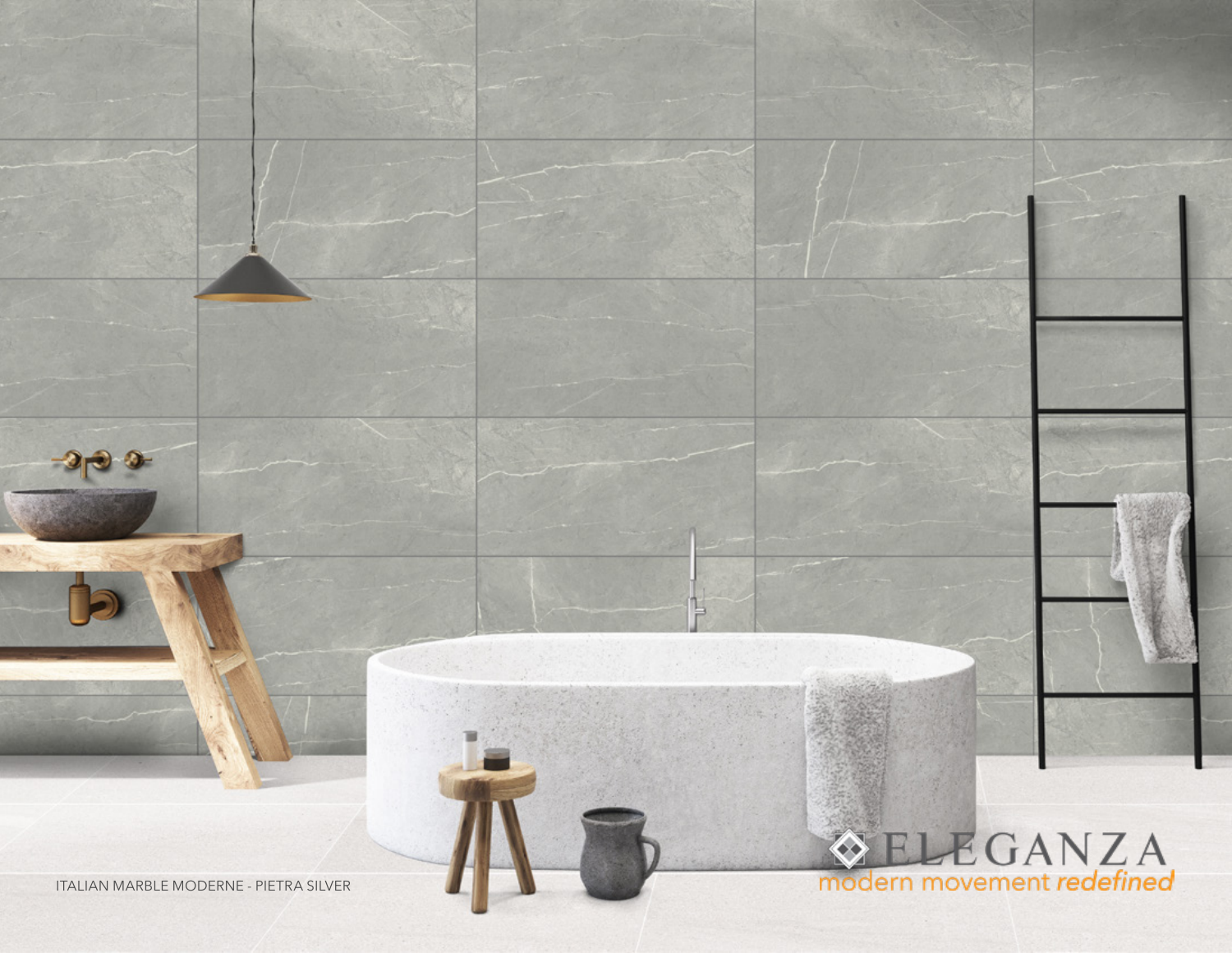ITALIAN MARBLE MODERNE - PIETRA SILVER

ELEGANZA

modern movement *redefined*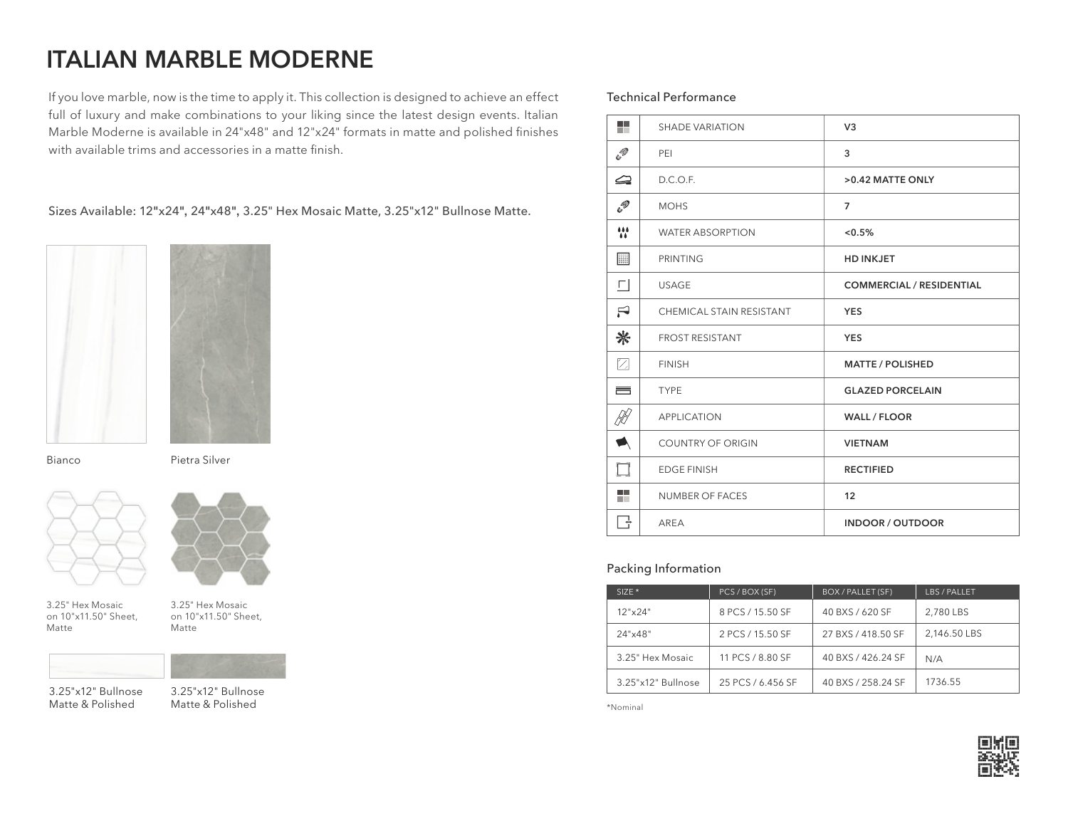# ITALIAN MARBLE MODERNE

If you love marble, now is the time to apply it. This collection is designed to achieve an effect full of luxury and make combinations to your liking since the latest design events. Italian Marble Moderne is available in 24"x48" and 12"x24" formats in matte and polished finishes with available trims and accessories in a matte finish.

Sizes Available: 12"x24", 24"x48", 3.25" Hex Mosaic Matte, 3.25"x12" Bullnose Matte.

Bianco

Pietra Silver

3.25" Hex Mosaic on 10"x11.50" Sheet, Matte

3.25" Hex Mosaic on 10"x11.50" Sheet, Matte

3.25"x12" Bullnose Matte & Polished

3.25"x12" Bullnose Matte & Polished

## Technical Performance

| | |
|---|---|
| SHADE VARIATION | V3 |
| PEI | 3 |
| D.C.O.F. | >0.42 MATTE ONLY |
| MOHS | 7 |
| WATER ABSORPTION | <0.5% |
| PRINTING | HD INKJET |
| USAGE | COMMERCIAL / RESIDENTIAL |
| CHEMICAL STAIN RESISTANT | YES |
| FROST RESISTANT | YES |
| FINISH | MATTE / POLISHED |
| TYPE | GLAZED PORCELAIN |
| APPLICATION | WALL / FLOOR |
| COUNTRY OF ORIGIN | VIETNAM |
| EDGE FINISH | RECTIFIED |
| NUMBER OF FACES | 12 |
| AREA | INDOOR / OUTDOOR |

## Packing Information

| SIZE * | PCS / BOX (SF) | BOX / PALLET (SF) | LBS / PALLET |
|---|---|---|---|
| 12"x24" | 8 PCS / 15.50 SF | 40 BXS / 620 SF | 2,780 LBS |
| 24"x48" | 2 PCS / 15.50 SF | 27 BXS / 418.50 SF | 2,146.50 LBS |
| 3.25" Hex Mosaic | 11 PCS / 8.80 SF | 40 BXS / 426.24 SF | N/A |
| 3.25"x12" Bullnose | 25 PCS / 6.456 SF | 40 BXS / 258.24 SF | 1736.55 |

*Nominal